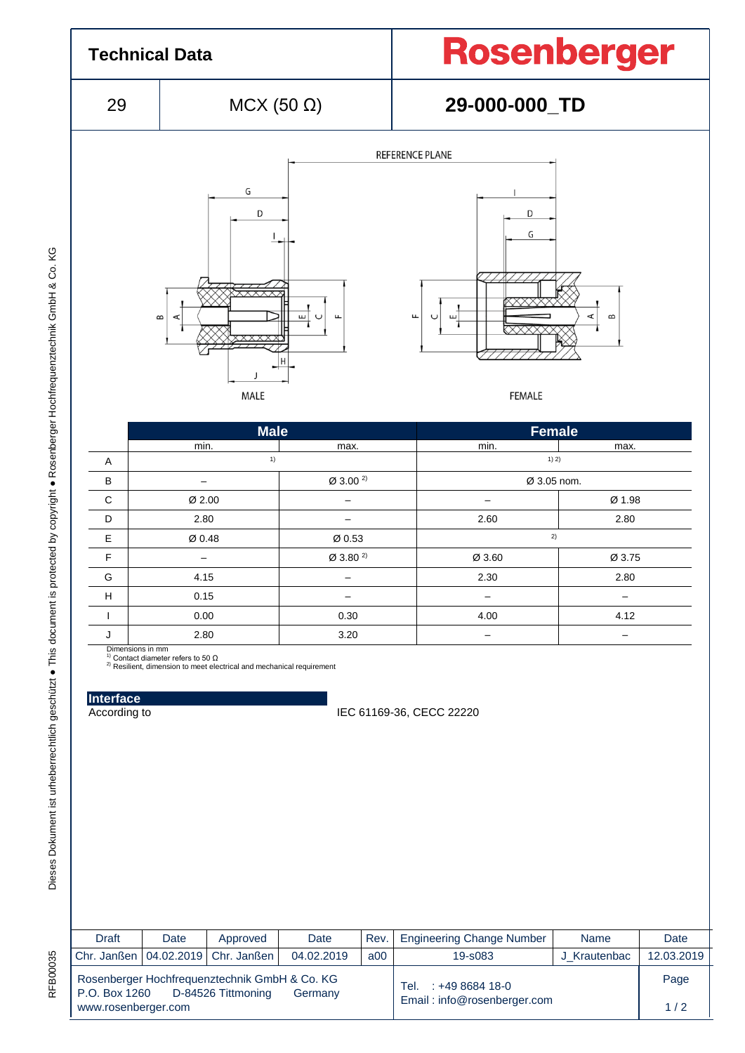# Technical Data

**Rosenberger**

| 29 | MCX (50 Ω) | 29-000-000_TD |
|---|---|---|

REFERENCE PLANE

MALE

FEMALE

| | Male | | Female | |
|---|---|---|---|---|
| | min. | max. | min. | max. |
| A | [1] | | [1) 2)] | |
| B | – | Ø 3.00 [2] | Ø 3.05 nom. | |
| C | Ø 2.00 | – | – | Ø 1.98 |
| D | 2.80 | – | 2.60 | 2.80 |
| E | Ø 0.48 | Ø 0.53 | [2] | |
| F | – | Ø 3.80 [2] | Ø 3.60 | Ø 3.75 |
| G | 4.15 | – | 2.30 | 2.80 |
| H | 0.15 | – | – | – |
| I | 0.00 | 0.30 | 4.00 | 4.12 |
| J | 2.80 | 3.20 | – | – |

Dimensions in mm
[1] Contact diameter refers to 50 Ω
[2] Resilient, dimension to meet electrical and mechanical requirement

## Interface

According to IEC 61169-36, CECC 22220

| Draft | Date | Approved | Date | Rev. | Engineering Change Number | Name | Date |
|---|---|---|---|---|---|---|---|
| Chr. Janßen | 04.02.2019 | Chr. Janßen | 04.02.2019 | a00 | 19-s083 | J_Krautenbac | 12.03.2019 |

Rosenberger Hochfrequenztechnik GmbH & Co. KG
P.O. Box 1260 D-84526 Tittmoning Germany
www.rosenberger.com

Tel. : +49 8684 18-0
Email : info@rosenberger.com

RFB00035

Dieses Dokument ist urheberrechtlich geschützt ● This document is protected by copyright ● Rosenberger Hochfrequenztechnik GmbH & Co. KG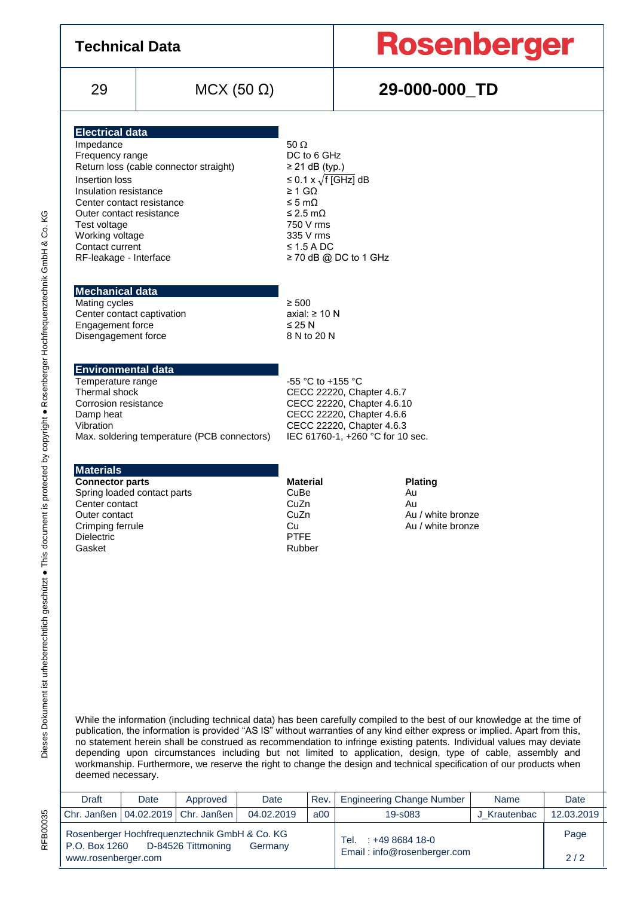# Technical Data

**Rosenberger**

| 29 | MCX (50 Ω) | **29-000-000_TD** |
|---|---|---|

## Electrical data

| | |
|---|---|
| Impedance | 50 Ω |
| Frequency range | DC to 6 GHz |
| Return loss (cable connector straight) | ≥ 21 dB (typ.) |
| Insertion loss | ≤ 0.1 x $\sqrt{f\,[GHz]}$ dB |
| Insulation resistance | ≥ 1 GΩ |
| Center contact resistance | ≤ 5 mΩ |
| Outer contact resistance | ≤ 2.5 mΩ |
| Test voltage | 750 V rms |
| Working voltage | 335 V rms |
| Contact current | ≤ 1.5 A DC |
| RF-leakage - Interface | ≥ 70 dB @ DC to 1 GHz |

## Mechanical data

| | |
|---|---|
| Mating cycles | ≥ 500 |
| Center contact captivation | axial: ≥ 10 N |
| Engagement force | ≤ 25 N |
| Disengagement force | 8 N to 20 N |

## Environmental data

| | |
|---|---|
| Temperature range | -55 °C to +155 °C |
| Thermal shock | CECC 22220, Chapter 4.6.7 |
| Corrosion resistance | CECC 22220, Chapter 4.6.10 |
| Damp heat | CECC 22220, Chapter 4.6.6 |
| Vibration | CECC 22220, Chapter 4.6.3 |
| Max. soldering temperature (PCB connectors) | IEC 61760-1, +260 °C for 10 sec. |

## Materials

| **Connector parts** | **Material** | **Plating** |
|---|---|---|
| Spring loaded contact parts | CuBe | Au |
| Center contact | CuZn | Au |
| Outer contact | CuZn | Au / white bronze |
| Crimping ferrule | Cu | Au / white bronze |
| Dielectric | PTFE | |
| Gasket | Rubber | |

While the information (including technical data) has been carefully compiled to the best of our knowledge at the time of publication, the information is provided "AS IS" without warranties of any kind either express or implied. Apart from this, no statement herein shall be construed as recommendation to infringe existing patents. Individual values may deviate depending upon circumstances including but not limited to application, design, type of cable, assembly and workmanship. Furthermore, we reserve the right to change the design and technical specification of our products when deemed necessary.

| Draft | Date | Approved | Date | Rev. | Engineering Change Number | Name | Date |
|---|---|---|---|---|---|---|---|
| Chr. Janßen | 04.02.2019 | Chr. Janßen | 04.02.2019 | a00 | 19-s083 | J_Krautenbac | 12.03.2019 |

Rosenberger Hochfrequenztechnik GmbH & Co. KG
P.O. Box 1260 D-84526 Tittmoning Germany
www.rosenberger.com

Tel. : +49 8684 18-0
Email : info@rosenberger.com

Dieses Dokument ist urheberrechtlich geschützt ● This document is protected by copyright ● Rosenberger Hochfrequenztechnik GmbH & Co. KG

RFB00035